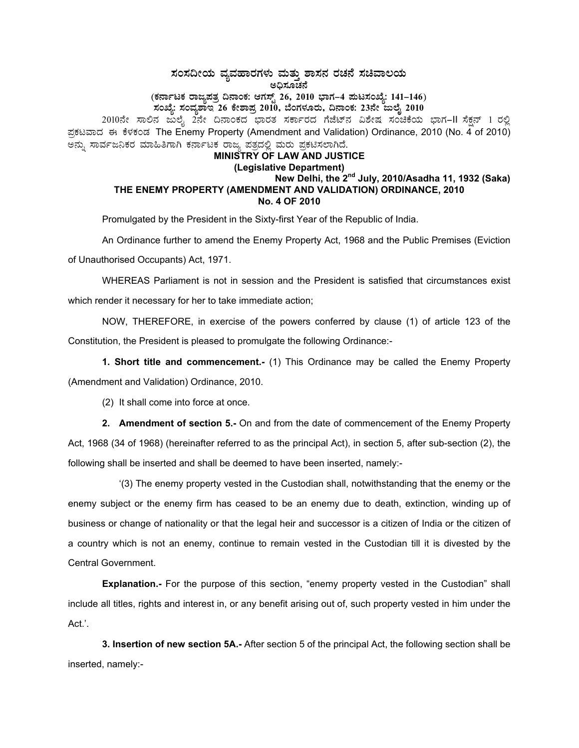# ಸಂಸದೀಯ ವ್ಯವಹಾರಗಳು ಮತ್ತು ಶಾಸನ ರಚನೆ ಸಚಿವಾಲಯ

**ಅಧಿಸೂಚನೆ**

**(ಕರ್ನಾಟಕ ರಾಜ್ಯಪತ್ರ ದಿನಾಂಕ: ಆಗಸ್ಟ್ 26, 2010 ಭಾಗ–4 ಪುಟಸಂಖ್ಯೆ: 141–146)**

**ಸಂಖ್ಯೆ: ಸಂವ್ಯಶಾಇ 26 ಕೇಶಾಪ್ರ 2010, ಬೆಂಗಳೂರು, ದಿನಾಂಕ: 23ನೇ ಜುಲೈ 2010**

2010ನೇ ಸಾಲಿನ ಜುಲೈ 2ನೇ ದಿನಾಂಕದ ಭಾರತ ಸರ್ಕಾರದ ಗೆಜೆಟ್‌ನ ವಿಶೇಷ ಸಂಚಿಕೆಯ ಭಾಗ–II ಸೆಕ್ಷನ್ 1 ರಲ್ಲಿ ಪ್ರಕಟವಾದ ಈ ಕೆಳಕಂಡ The Enemy Property (Amendment and Validation) Ordinance, 2010 (No. 4 of 2010) ಅನ್ನು ಸಾರ್ವಜನಿಕರ ಮಾಹಿತಿಗಾಗಿ ಕರ್ನಾಟಕ ರಾಜ್ಯ ಪತ್ರದಲ್ಲಿ ಮರು ಪ್ರಕಟಿಸಲಾಗಿದೆ.

**MINISTRY OF LAW AND JUSTICE**

**(Legislative Department)**

**New Delhi, the 2nd July, 2010/Asadha 11, 1932 (Saka)**

## THE ENEMY PROPERTY (AMENDMENT AND VALIDATION) ORDINANCE, 2010

**No. 4 OF 2010**

Promulgated by the President in the Sixty-first Year of the Republic of India.

An Ordinance further to amend the Enemy Property Act, 1968 and the Public Premises (Eviction of Unauthorised Occupants) Act, 1971.

WHEREAS Parliament is not in session and the President is satisfied that circumstances exist which render it necessary for her to take immediate action;

NOW, THEREFORE, in exercise of the powers conferred by clause (1) of article 123 of the Constitution, the President is pleased to promulgate the following Ordinance:-

**1. Short title and commencement.-** (1) This Ordinance may be called the Enemy Property (Amendment and Validation) Ordinance, 2010.

(2) It shall come into force at once.

**2. Amendment of section 5.-** On and from the date of commencement of the Enemy Property Act, 1968 (34 of 1968) (hereinafter referred to as the principal Act), in section 5, after sub-section (2), the following shall be inserted and shall be deemed to have been inserted, namely:-

'(3) The enemy property vested in the Custodian shall, notwithstanding that the enemy or the enemy subject or the enemy firm has ceased to be an enemy due to death, extinction, winding up of business or change of nationality or that the legal heir and successor is a citizen of India or the citizen of a country which is not an enemy, continue to remain vested in the Custodian till it is divested by the Central Government.

**Explanation.-** For the purpose of this section, "enemy property vested in the Custodian" shall include all titles, rights and interest in, or any benefit arising out of, such property vested in him under the Act.'.

**3. Insertion of new section 5A.-** After section 5 of the principal Act, the following section shall be inserted, namely:-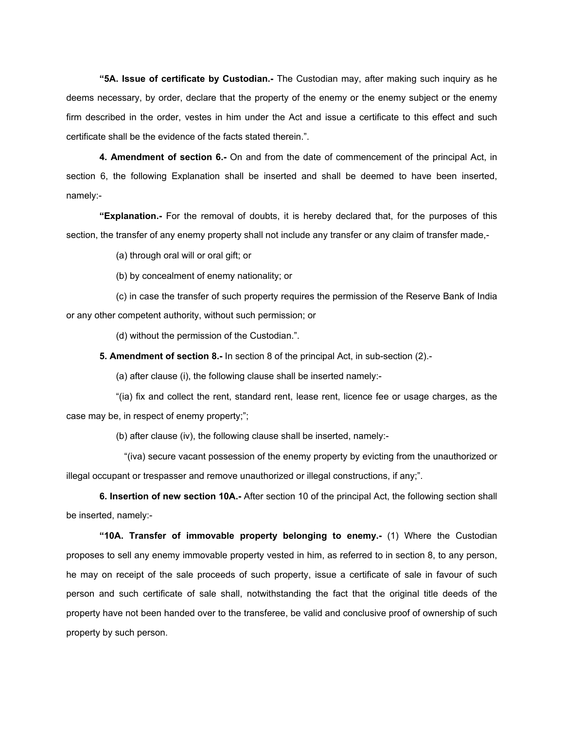**"5A. Issue of certificate by Custodian.-** The Custodian may, after making such inquiry as he deems necessary, by order, declare that the property of the enemy or the enemy subject or the enemy firm described in the order, vestes in him under the Act and issue a certificate to this effect and such certificate shall be the evidence of the facts stated therein.".

**4. Amendment of section 6.-** On and from the date of commencement of the principal Act, in section 6, the following Explanation shall be inserted and shall be deemed to have been inserted, namely:-

**"Explanation.-** For the removal of doubts, it is hereby declared that, for the purposes of this section, the transfer of any enemy property shall not include any transfer or any claim of transfer made,-

(a) through oral will or oral gift; or

(b) by concealment of enemy nationality; or

(c) in case the transfer of such property requires the permission of the Reserve Bank of India or any other competent authority, without such permission; or

(d) without the permission of the Custodian.".

**5. Amendment of section 8.-** In section 8 of the principal Act, in sub-section (2).-

(a) after clause (i), the following clause shall be inserted namely:-

"(ia) fix and collect the rent, standard rent, lease rent, licence fee or usage charges, as the case may be, in respect of enemy property;";

(b) after clause (iv), the following clause shall be inserted, namely:-

"(iva) secure vacant possession of the enemy property by evicting from the unauthorized or illegal occupant or trespasser and remove unauthorized or illegal constructions, if any;".

**6. Insertion of new section 10A.-** After section 10 of the principal Act, the following section shall be inserted, namely:-

**"10A. Transfer of immovable property belonging to enemy.-** (1) Where the Custodian proposes to sell any enemy immovable property vested in him, as referred to in section 8, to any person, he may on receipt of the sale proceeds of such property, issue a certificate of sale in favour of such person and such certificate of sale shall, notwithstanding the fact that the original title deeds of the property have not been handed over to the transferee, be valid and conclusive proof of ownership of such property by such person.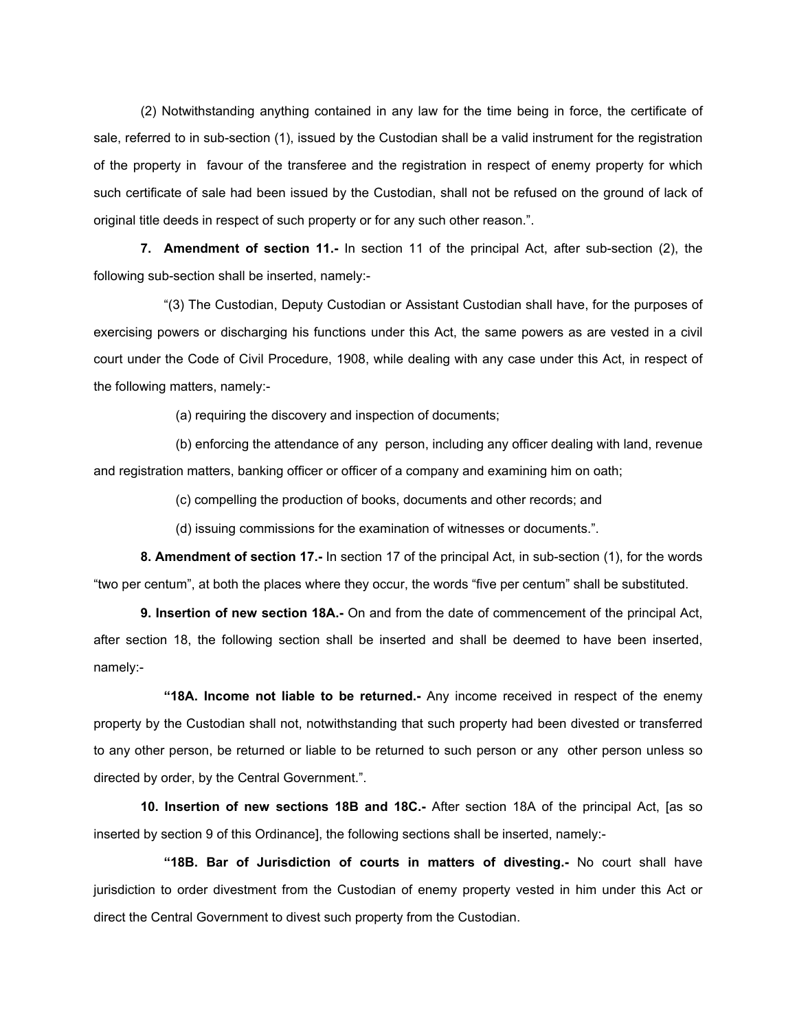(2) Notwithstanding anything contained in any law for the time being in force, the certificate of sale, referred to in sub-section (1), issued by the Custodian shall be a valid instrument for the registration of the property in favour of the transferee and the registration in respect of enemy property for which such certificate of sale had been issued by the Custodian, shall not be refused on the ground of lack of original title deeds in respect of such property or for any such other reason.".

**7. Amendment of section 11.-** In section 11 of the principal Act, after sub-section (2), the following sub-section shall be inserted, namely:-

"(3) The Custodian, Deputy Custodian or Assistant Custodian shall have, for the purposes of exercising powers or discharging his functions under this Act, the same powers as are vested in a civil court under the Code of Civil Procedure, 1908, while dealing with any case under this Act, in respect of the following matters, namely:-

(a) requiring the discovery and inspection of documents;

(b) enforcing the attendance of any person, including any officer dealing with land, revenue and registration matters, banking officer or officer of a company and examining him on oath;

(c) compelling the production of books, documents and other records; and

(d) issuing commissions for the examination of witnesses or documents.".

**8. Amendment of section 17.-** In section 17 of the principal Act, in sub-section (1), for the words "two per centum", at both the places where they occur, the words "five per centum" shall be substituted.

**9. Insertion of new section 18A.-** On and from the date of commencement of the principal Act, after section 18, the following section shall be inserted and shall be deemed to have been inserted, namely:-

**"18A. Income not liable to be returned.-** Any income received in respect of the enemy property by the Custodian shall not, notwithstanding that such property had been divested or transferred to any other person, be returned or liable to be returned to such person or any other person unless so directed by order, by the Central Government.".

**10. Insertion of new sections 18B and 18C.-** After section 18A of the principal Act, [as so inserted by section 9 of this Ordinance], the following sections shall be inserted, namely:-

**"18B. Bar of Jurisdiction of courts in matters of divesting.-** No court shall have jurisdiction to order divestment from the Custodian of enemy property vested in him under this Act or direct the Central Government to divest such property from the Custodian.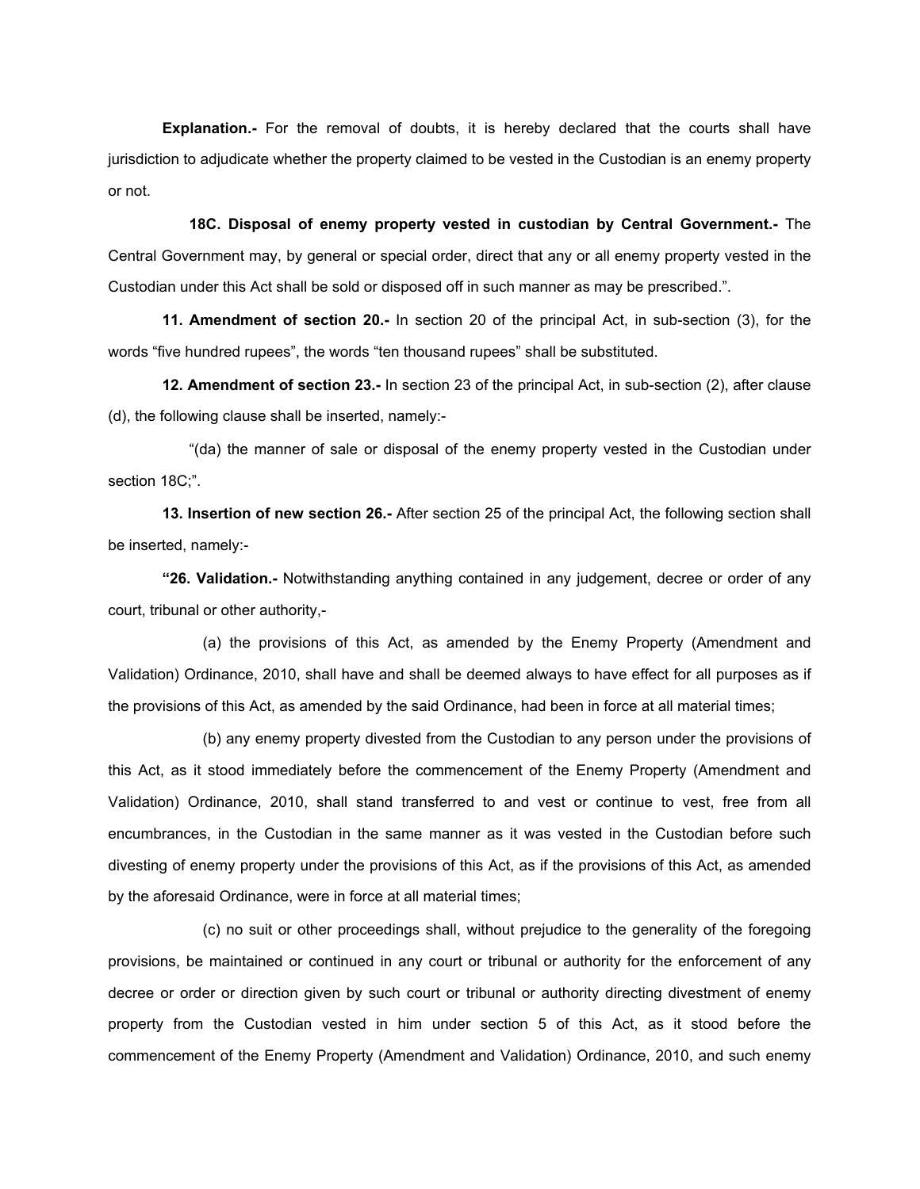**Explanation.-** For the removal of doubts, it is hereby declared that the courts shall have jurisdiction to adjudicate whether the property claimed to be vested in the Custodian is an enemy property or not.

**18C. Disposal of enemy property vested in custodian by Central Government.-** The Central Government may, by general or special order, direct that any or all enemy property vested in the Custodian under this Act shall be sold or disposed off in such manner as may be prescribed.".

**11. Amendment of section 20.-** In section 20 of the principal Act, in sub-section (3), for the words "five hundred rupees", the words "ten thousand rupees" shall be substituted.

**12. Amendment of section 23.-** In section 23 of the principal Act, in sub-section (2), after clause (d), the following clause shall be inserted, namely:-

"(da) the manner of sale or disposal of the enemy property vested in the Custodian under section 18C;".

**13. Insertion of new section 26.-** After section 25 of the principal Act, the following section shall be inserted, namely:-

**"26. Validation.-** Notwithstanding anything contained in any judgement, decree or order of any court, tribunal or other authority,-

(a) the provisions of this Act, as amended by the Enemy Property (Amendment and Validation) Ordinance, 2010, shall have and shall be deemed always to have effect for all purposes as if the provisions of this Act, as amended by the said Ordinance, had been in force at all material times;

(b) any enemy property divested from the Custodian to any person under the provisions of this Act, as it stood immediately before the commencement of the Enemy Property (Amendment and Validation) Ordinance, 2010, shall stand transferred to and vest or continue to vest, free from all encumbrances, in the Custodian in the same manner as it was vested in the Custodian before such divesting of enemy property under the provisions of this Act, as if the provisions of this Act, as amended by the aforesaid Ordinance, were in force at all material times;

(c) no suit or other proceedings shall, without prejudice to the generality of the foregoing provisions, be maintained or continued in any court or tribunal or authority for the enforcement of any decree or order or direction given by such court or tribunal or authority directing divestment of enemy property from the Custodian vested in him under section 5 of this Act, as it stood before the commencement of the Enemy Property (Amendment and Validation) Ordinance, 2010, and such enemy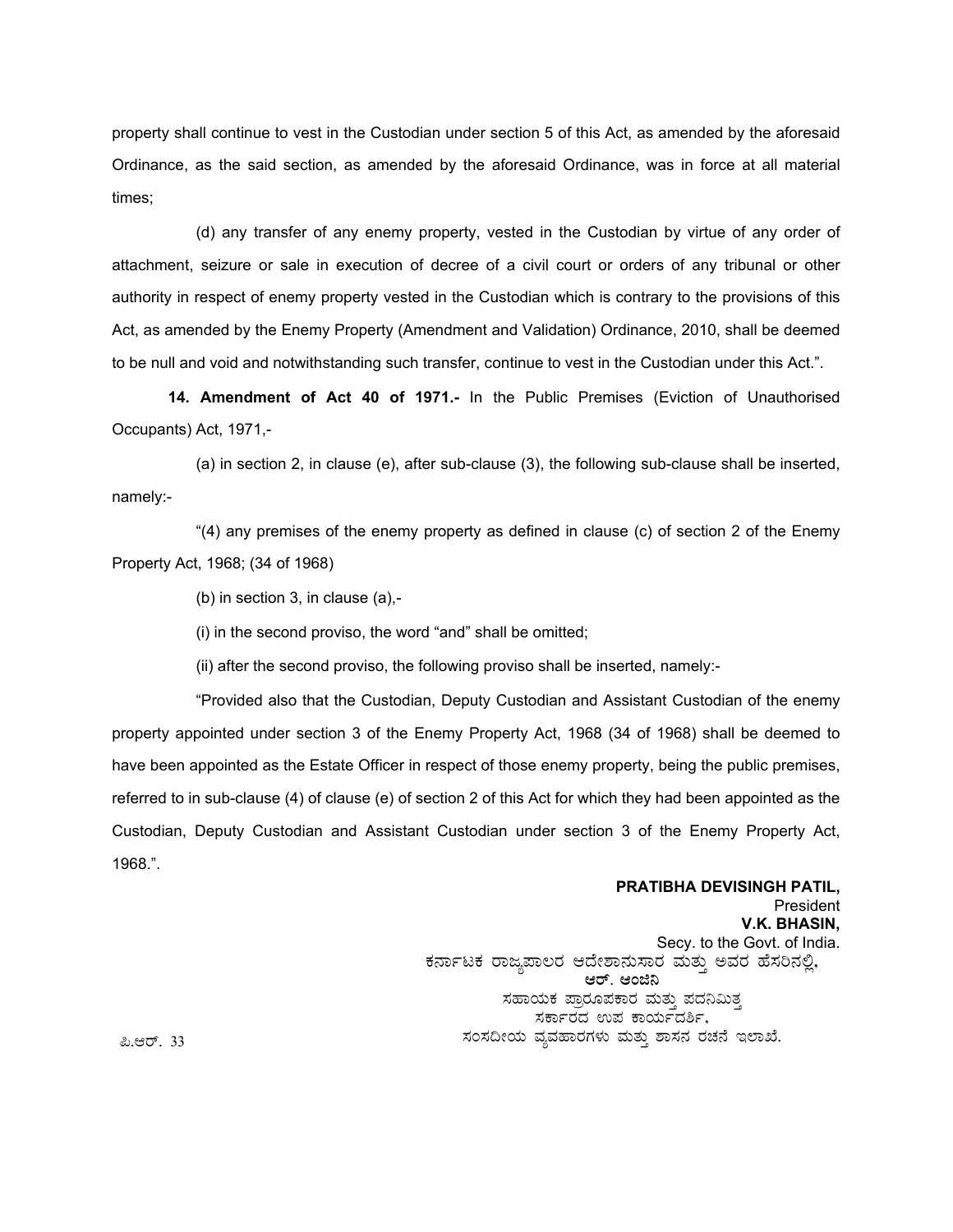property shall continue to vest in the Custodian under section 5 of this Act, as amended by the aforesaid Ordinance, as the said section, as amended by the aforesaid Ordinance, was in force at all material times;

(d) any transfer of any enemy property, vested in the Custodian by virtue of any order of attachment, seizure or sale in execution of decree of a civil court or orders of any tribunal or other authority in respect of enemy property vested in the Custodian which is contrary to the provisions of this Act, as amended by the Enemy Property (Amendment and Validation) Ordinance, 2010, shall be deemed to be null and void and notwithstanding such transfer, continue to vest in the Custodian under this Act.".

**14. Amendment of Act 40 of 1971.-** In the Public Premises (Eviction of Unauthorised Occupants) Act, 1971,-

(a) in section 2, in clause (e), after sub-clause (3), the following sub-clause shall be inserted, namely:-

"(4) any premises of the enemy property as defined in clause (c) of section 2 of the Enemy Property Act, 1968; (34 of 1968)

(b) in section 3, in clause (a),-

(i) in the second proviso, the word "and" shall be omitted;

(ii) after the second proviso, the following proviso shall be inserted, namely:-

"Provided also that the Custodian, Deputy Custodian and Assistant Custodian of the enemy property appointed under section 3 of the Enemy Property Act, 1968 (34 of 1968) shall be deemed to have been appointed as the Estate Officer in respect of those enemy property, being the public premises, referred to in sub-clause (4) of clause (e) of section 2 of this Act for which they had been appointed as the Custodian, Deputy Custodian and Assistant Custodian under section 3 of the Enemy Property Act, 1968.".

**PRATIBHA DEVISINGH PATIL,**
President
**V.K. BHASIN,**
Secy. to the Govt. of India.

ಕರ್ನಾಟಕ ರಾಜ್ಯಪಾಲರ ಆದೇಶಾನುಸಾರ ಮತ್ತು ಅವರ ಹೆಸರಿನಲ್ಲಿ,
**ಆರ್. ಆಂಜಿನಿ**
ಸಹಾಯಕ ಪ್ರಾರೂಪಕಾರ ಮತ್ತು ಪದನಿಮಿತ್ತ
ಸರ್ಕಾರದ ಉಪ ಕಾರ್ಯದರ್ಶಿ,
ಸಂಸದೀಯ ವ್ಯವಹಾರಗಳು ಮತ್ತು ಶಾಸನ ರಚನೆ ಇಲಾಖೆ.

ಪಿ.ಆರ್. 33